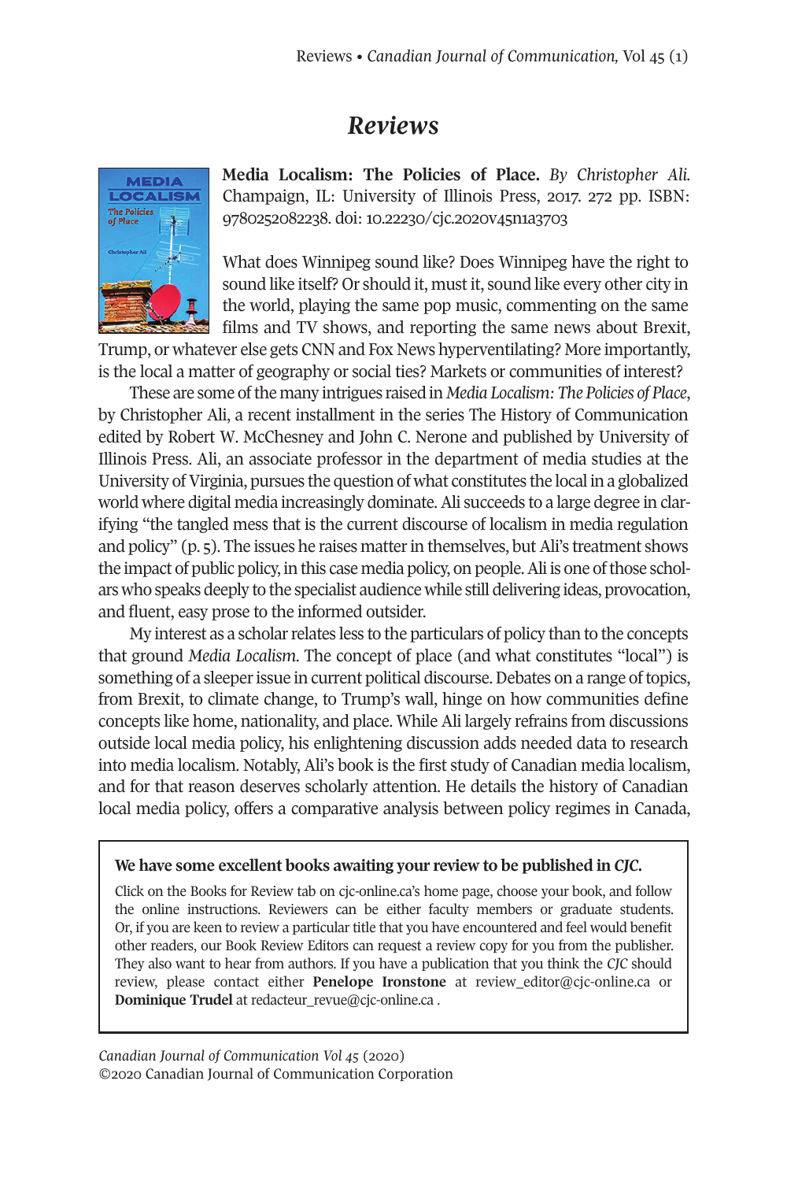# *Reviews*

**Media Localism: The Policies of Place.** *By Christopher Ali.* Champaign, IL: University of Illinois Press, 2017. 272 pp. ISBN: 9780252082238. doi: 10.22230/cjc.2020v45n1a3703

What does Winnipeg sound like? Does Winnipeg have the right to sound like itself? Or should it, must it, sound like every other city in the world, playing the same pop music, commenting on the same films and TV shows, and reporting the same news about Brexit, Trump, or whatever else gets CNN and Fox News hyperventilating? More importantly, is the local a matter of geography or social ties? Markets or communities of interest?

These are some of the many intrigues raised in *Media Localism: The Policies of Place*, by Christopher Ali, a recent installment in the series The History of Communication edited by Robert W. McChesney and John C. Nerone and published by University of Illinois Press. Ali, an associate professor in the department of media studies at the University of Virginia, pursues the question of what constitutes the local in a globalized world where digital media increasingly dominate. Ali succeeds to a large degree in clarifying "the tangled mess that is the current discourse of localism in media regulation and policy" (p. 5). The issues he raises matter in themselves, but Ali's treatment shows the impact of public policy, in this case media policy, on people. Ali is one of those scholars who speaks deeply to the specialist audience while still delivering ideas, provocation, and fluent, easy prose to the informed outsider.

My interest as a scholar relates less to the particulars of policy than to the concepts that ground *Media Localism*. The concept of place (and what constitutes "local") is something of a sleeper issue in current political discourse. Debates on a range of topics, from Brexit, to climate change, to Trump's wall, hinge on how communities define concepts like home, nationality, and place. While Ali largely refrains from discussions outside local media policy, his enlightening discussion adds needed data to research into media localism. Notably, Ali's book is the first study of Canadian media localism, and for that reason deserves scholarly attention. He details the history of Canadian local media policy, offers a comparative analysis between policy regimes in Canada,

---

**We have some excellent books awaiting your review to be published in *CJC*.**

Click on the Books for Review tab on cjc-online.ca's home page, choose your book, and follow the online instructions. Reviewers can be either faculty members or graduate students. Or, if you are keen to review a particular title that you have encountered and feel would benefit other readers, our Book Review Editors can request a review copy for you from the publisher. They also want to hear from authors. If you have a publication that you think the *CJC* should review, please contact either **Penelope Ironstone** at review_editor@cjc-online.ca or **Dominique Trudel** at redacteur_revue@cjc-online.ca .

---

*Canadian Journal of Communication Vol 45* (2020)
©2020 Canadian Journal of Communication Corporation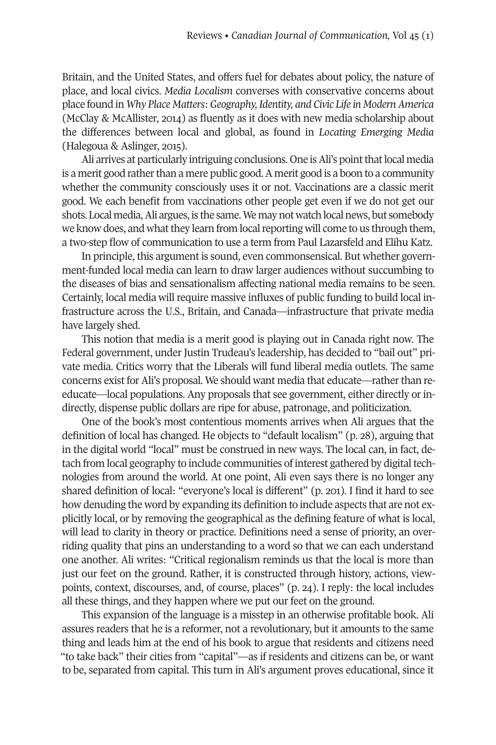Britain, and the United States, and offers fuel for debates about policy, the nature of place, and local civics. *Media Localism* converses with conservative concerns about place found in *Why Place Matters: Geography, Identity, and Civic Life in Modern America* (McClay & McAllister, 2014) as fluently as it does with new media scholarship about the differences between local and global, as found in *Locating Emerging Media* (Halegoua & Aslinger, 2015).

Ali arrives at particularly intriguing conclusions. One is Ali's point that local media is a merit good rather than a mere public good. A merit good is a boon to a community whether the community consciously uses it or not. Vaccinations are a classic merit good. We each benefit from vaccinations other people get even if we do not get our shots. Local media, Ali argues, is the same. We may not watch local news, but somebody we know does, and what they learn from local reporting will come to us through them, a two-step flow of communication to use a term from Paul Lazarsfeld and Elihu Katz.

In principle, this argument is sound, even commonsensical. But whether government-funded local media can learn to draw larger audiences without succumbing to the diseases of bias and sensationalism affecting national media remains to be seen. Certainly, local media will require massive influxes of public funding to build local infrastructure across the U.S., Britain, and Canada—infrastructure that private media have largely shed.

This notion that media is a merit good is playing out in Canada right now. The Federal government, under Justin Trudeau's leadership, has decided to "bail out" private media. Critics worry that the Liberals will fund liberal media outlets. The same concerns exist for Ali's proposal. We should want media that educate—rather than re-educate—local populations. Any proposals that see government, either directly or indirectly, dispense public dollars are ripe for abuse, patronage, and politicization.

One of the book's most contentious moments arrives when Ali argues that the definition of local has changed. He objects to "default localism" (p. 28), arguing that in the digital world "local" must be construed in new ways. The local can, in fact, detach from local geography to include communities of interest gathered by digital technologies from around the world. At one point, Ali even says there is no longer any shared definition of local: "everyone's local is different" (p. 201). I find it hard to see how denuding the word by expanding its definition to include aspects that are not explicitly local, or by removing the geographical as the defining feature of what is local, will lead to clarity in theory or practice. Definitions need a sense of priority, an overriding quality that pins an understanding to a word so that we can each understand one another. Ali writes: "Critical regionalism reminds us that the local is more than just our feet on the ground. Rather, it is constructed through history, actions, viewpoints, context, discourses, and, of course, places" (p. 24). I reply: the local includes all these things, and they happen where we put our feet on the ground.

This expansion of the language is a misstep in an otherwise profitable book. Ali assures readers that he is a reformer, not a revolutionary, but it amounts to the same thing and leads him at the end of his book to argue that residents and citizens need "to take back" their cities from "capital"—as if residents and citizens can be, or want to be, separated from capital. This turn in Ali's argument proves educational, since it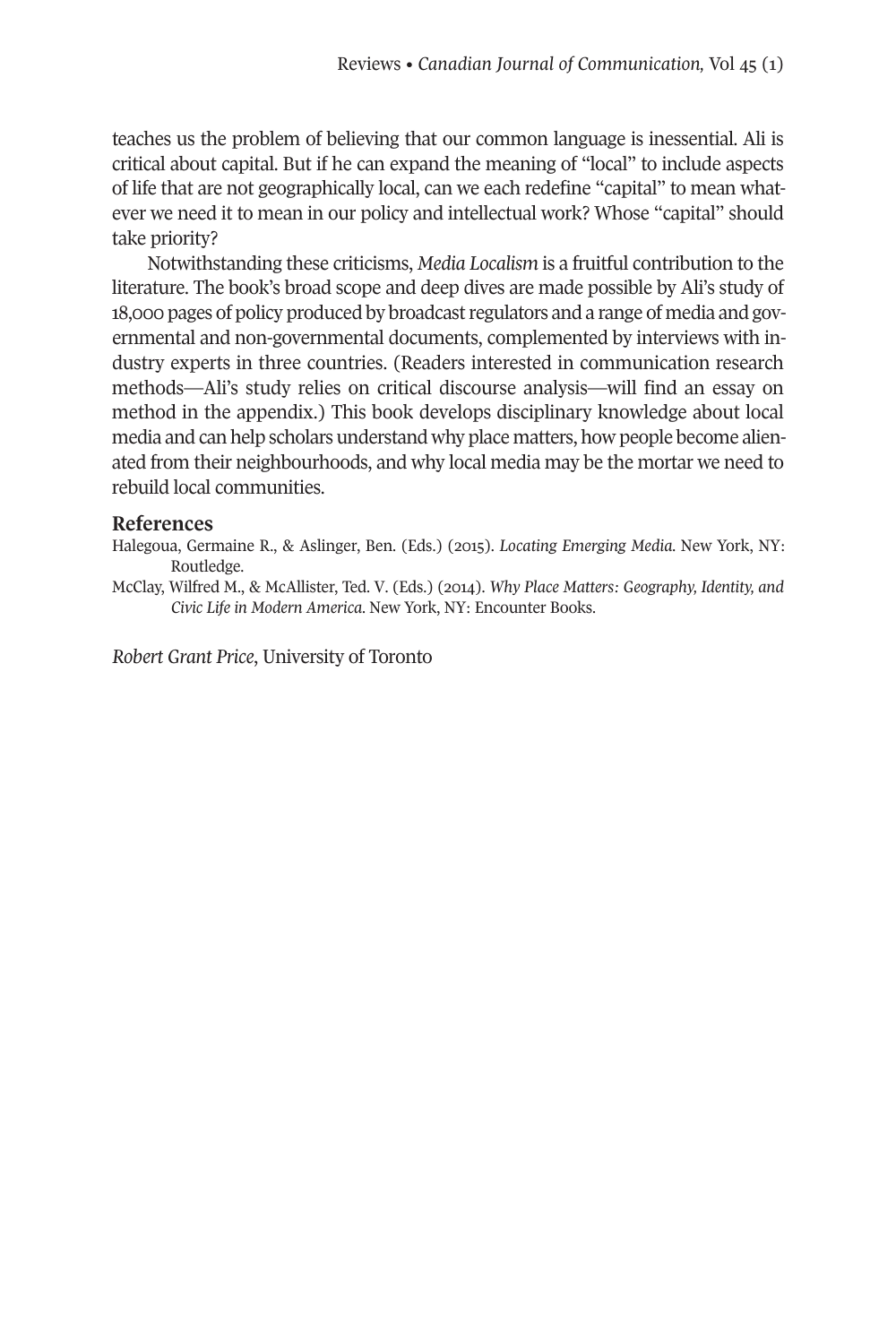teaches us the problem of believing that our common language is inessential. Ali is critical about capital. But if he can expand the meaning of "local" to include aspects of life that are not geographically local, can we each redefine "capital" to mean whatever we need it to mean in our policy and intellectual work? Whose "capital" should take priority?

Notwithstanding these criticisms, *Media Localism* is a fruitful contribution to the literature. The book's broad scope and deep dives are made possible by Ali's study of 18,000 pages of policy produced by broadcast regulators and a range of media and governmental and non-governmental documents, complemented by interviews with industry experts in three countries. (Readers interested in communication research methods—Ali's study relies on critical discourse analysis—will find an essay on method in the appendix.) This book develops disciplinary knowledge about local media and can help scholars understand why place matters, how people become alienated from their neighbourhoods, and why local media may be the mortar we need to rebuild local communities.

## References

Halegoua, Germaine R., & Aslinger, Ben. (Eds.) (2015). *Locating Emerging Media*. New York, NY: Routledge.

McClay, Wilfred M., & McAllister, Ted. V. (Eds.) (2014). *Why Place Matters: Geography, Identity, and Civic Life in Modern America*. New York, NY: Encounter Books.

*Robert Grant Price*, University of Toronto